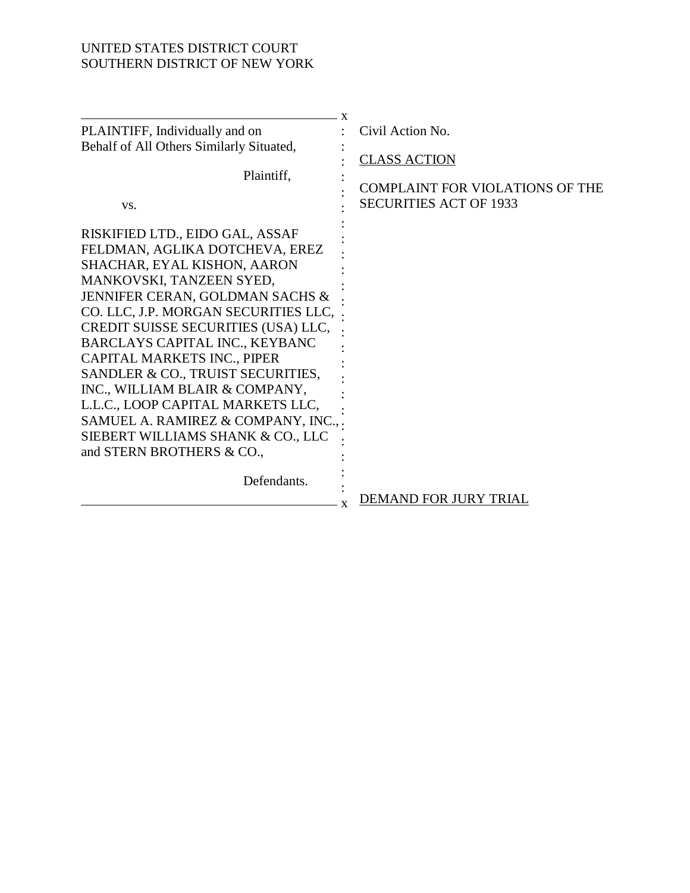UNITED STATES DISTRICT COURT
SOUTHERN DISTRICT OF NEW YORK

| | |
|---|---|
| PLAINTIFF, Individually and on Behalf of All Others Similarly Situated,<br><br>Plaintiff,<br><br>vs.<br><br>RISKIFIED LTD., EIDO GAL, ASSAF FELDMAN, AGLIKA DOTCHEVA, EREZ SHACHAR, EYAL KISHON, AARON MANKOVSKI, TANZEEN SYED, JENNIFER CERAN, GOLDMAN SACHS & CO. LLC, J.P. MORGAN SECURITIES LLC, CREDIT SUISSE SECURITIES (USA) LLC, BARCLAYS CAPITAL INC., KEYBANC CAPITAL MARKETS INC., PIPER SANDLER & CO., TRUIST SECURITIES, INC., WILLIAM BLAIR & COMPANY, L.L.C., LOOP CAPITAL MARKETS LLC, SAMUEL A. RAMIREZ & COMPANY, INC., SIEBERT WILLIAMS SHANK & CO., LLC and STERN BROTHERS & CO.,<br><br>Defendants. | Civil Action No.<br><br><u>CLASS ACTION</u><br><br>COMPLAINT FOR VIOLATIONS OF THE SECURITIES ACT OF 1933<br><br><u>DEMAND FOR JURY TRIAL</u> |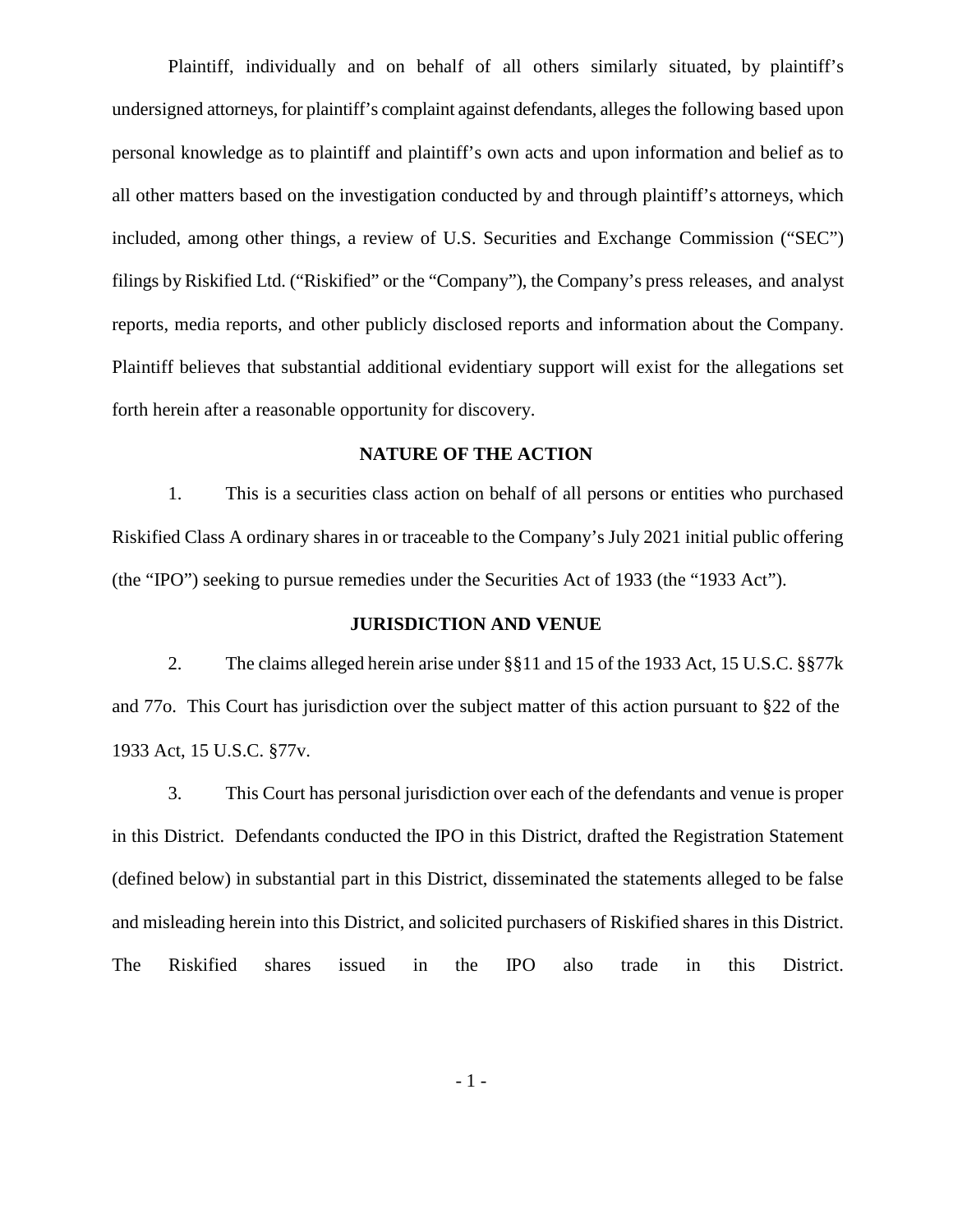Plaintiff, individually and on behalf of all others similarly situated, by plaintiff's undersigned attorneys, for plaintiff's complaint against defendants, alleges the following based upon personal knowledge as to plaintiff and plaintiff's own acts and upon information and belief as to all other matters based on the investigation conducted by and through plaintiff's attorneys, which included, among other things, a review of U.S. Securities and Exchange Commission ("SEC") filings by Riskified Ltd. ("Riskified" or the "Company"), the Company's press releases, and analyst reports, media reports, and other publicly disclosed reports and information about the Company. Plaintiff believes that substantial additional evidentiary support will exist for the allegations set forth herein after a reasonable opportunity for discovery.

## NATURE OF THE ACTION

1. This is a securities class action on behalf of all persons or entities who purchased Riskified Class A ordinary shares in or traceable to the Company's July 2021 initial public offering (the "IPO") seeking to pursue remedies under the Securities Act of 1933 (the "1933 Act").

## JURISDICTION AND VENUE

2. The claims alleged herein arise under §§11 and 15 of the 1933 Act, 15 U.S.C. §§77k and 77o. This Court has jurisdiction over the subject matter of this action pursuant to §22 of the 1933 Act, 15 U.S.C. §77v.

3. This Court has personal jurisdiction over each of the defendants and venue is proper in this District. Defendants conducted the IPO in this District, drafted the Registration Statement (defined below) in substantial part in this District, disseminated the statements alleged to be false and misleading herein into this District, and solicited purchasers of Riskified shares in this District. The Riskified shares issued in the IPO also trade in this District.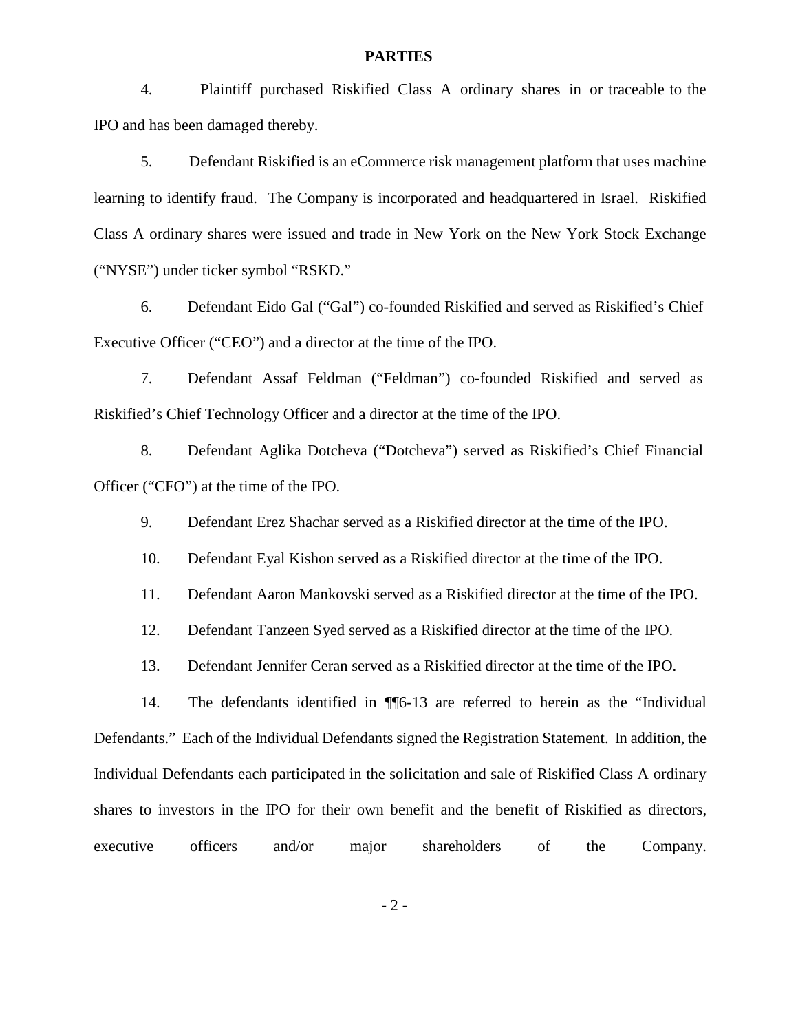## PARTIES

4. Plaintiff purchased Riskified Class A ordinary shares in or traceable to the IPO and has been damaged thereby.

5. Defendant Riskified is an eCommerce risk management platform that uses machine learning to identify fraud. The Company is incorporated and headquartered in Israel. Riskified Class A ordinary shares were issued and trade in New York on the New York Stock Exchange ("NYSE") under ticker symbol "RSKD."

6. Defendant Eido Gal ("Gal") co-founded Riskified and served as Riskified's Chief Executive Officer ("CEO") and a director at the time of the IPO.

7. Defendant Assaf Feldman ("Feldman") co-founded Riskified and served as Riskified's Chief Technology Officer and a director at the time of the IPO.

8. Defendant Aglika Dotcheva ("Dotcheva") served as Riskified's Chief Financial Officer ("CFO") at the time of the IPO.

9. Defendant Erez Shachar served as a Riskified director at the time of the IPO.

10. Defendant Eyal Kishon served as a Riskified director at the time of the IPO.

11. Defendant Aaron Mankovski served as a Riskified director at the time of the IPO.

12. Defendant Tanzeen Syed served as a Riskified director at the time of the IPO.

13. Defendant Jennifer Ceran served as a Riskified director at the time of the IPO.

14. The defendants identified in ¶¶6-13 are referred to herein as the "Individual Defendants." Each of the Individual Defendants signed the Registration Statement. In addition, the Individual Defendants each participated in the solicitation and sale of Riskified Class A ordinary shares to investors in the IPO for their own benefit and the benefit of Riskified as directors, executive officers and/or major shareholders of the Company.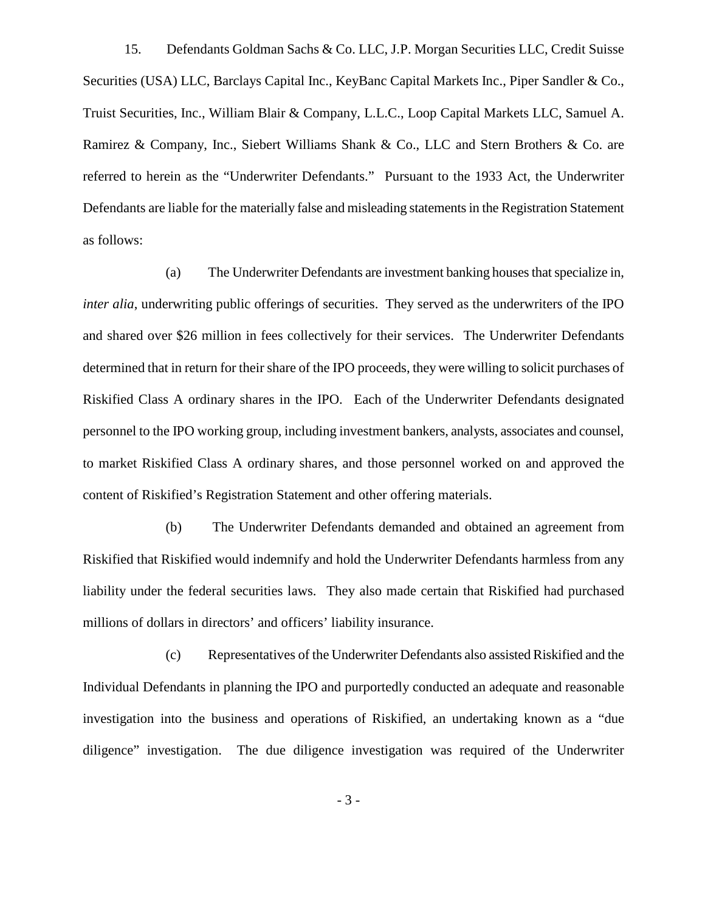15. Defendants Goldman Sachs & Co. LLC, J.P. Morgan Securities LLC, Credit Suisse Securities (USA) LLC, Barclays Capital Inc., KeyBanc Capital Markets Inc., Piper Sandler & Co., Truist Securities, Inc., William Blair & Company, L.L.C., Loop Capital Markets LLC, Samuel A. Ramirez & Company, Inc., Siebert Williams Shank & Co., LLC and Stern Brothers & Co. are referred to herein as the "Underwriter Defendants." Pursuant to the 1933 Act, the Underwriter Defendants are liable for the materially false and misleading statements in the Registration Statement as follows:

(a) The Underwriter Defendants are investment banking houses that specialize in, *inter alia*, underwriting public offerings of securities. They served as the underwriters of the IPO and shared over $26 million in fees collectively for their services. The Underwriter Defendants determined that in return for their share of the IPO proceeds, they were willing to solicit purchases of Riskified Class A ordinary shares in the IPO. Each of the Underwriter Defendants designated personnel to the IPO working group, including investment bankers, analysts, associates and counsel, to market Riskified Class A ordinary shares, and those personnel worked on and approved the content of Riskified's Registration Statement and other offering materials.

(b) The Underwriter Defendants demanded and obtained an agreement from Riskified that Riskified would indemnify and hold the Underwriter Defendants harmless from any liability under the federal securities laws. They also made certain that Riskified had purchased millions of dollars in directors' and officers' liability insurance.

(c) Representatives of the Underwriter Defendants also assisted Riskified and the Individual Defendants in planning the IPO and purportedly conducted an adequate and reasonable investigation into the business and operations of Riskified, an undertaking known as a "due diligence" investigation. The due diligence investigation was required of the Underwriter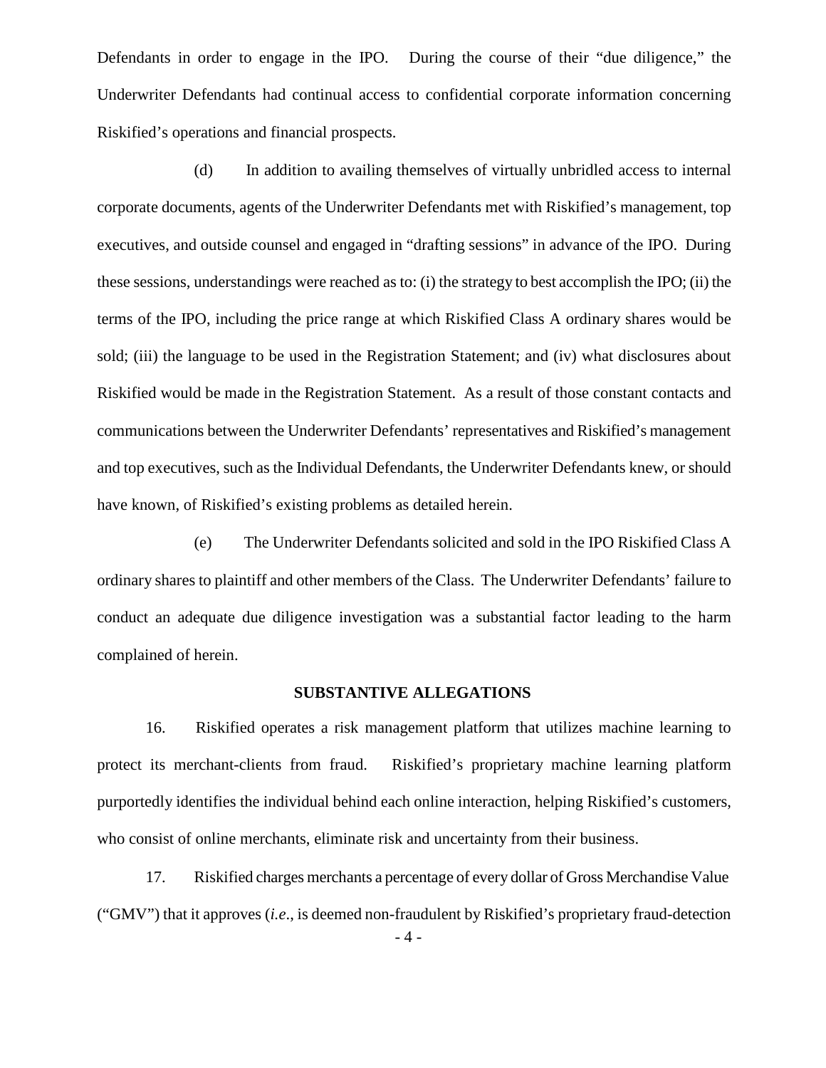Defendants in order to engage in the IPO. During the course of their "due diligence," the Underwriter Defendants had continual access to confidential corporate information concerning Riskified's operations and financial prospects.

(d) In addition to availing themselves of virtually unbridled access to internal corporate documents, agents of the Underwriter Defendants met with Riskified's management, top executives, and outside counsel and engaged in "drafting sessions" in advance of the IPO. During these sessions, understandings were reached as to: (i) the strategy to best accomplish the IPO; (ii) the terms of the IPO, including the price range at which Riskified Class A ordinary shares would be sold; (iii) the language to be used in the Registration Statement; and (iv) what disclosures about Riskified would be made in the Registration Statement. As a result of those constant contacts and communications between the Underwriter Defendants' representatives and Riskified's management and top executives, such as the Individual Defendants, the Underwriter Defendants knew, or should have known, of Riskified's existing problems as detailed herein.

(e) The Underwriter Defendants solicited and sold in the IPO Riskified Class A ordinary shares to plaintiff and other members of the Class. The Underwriter Defendants' failure to conduct an adequate due diligence investigation was a substantial factor leading to the harm complained of herein.

## SUBSTANTIVE ALLEGATIONS

16. Riskified operates a risk management platform that utilizes machine learning to protect its merchant-clients from fraud. Riskified's proprietary machine learning platform purportedly identifies the individual behind each online interaction, helping Riskified's customers, who consist of online merchants, eliminate risk and uncertainty from their business.

17. Riskified charges merchants a percentage of every dollar of Gross Merchandise Value ("GMV") that it approves (*i.e.*, is deemed non-fraudulent by Riskified's proprietary fraud-detection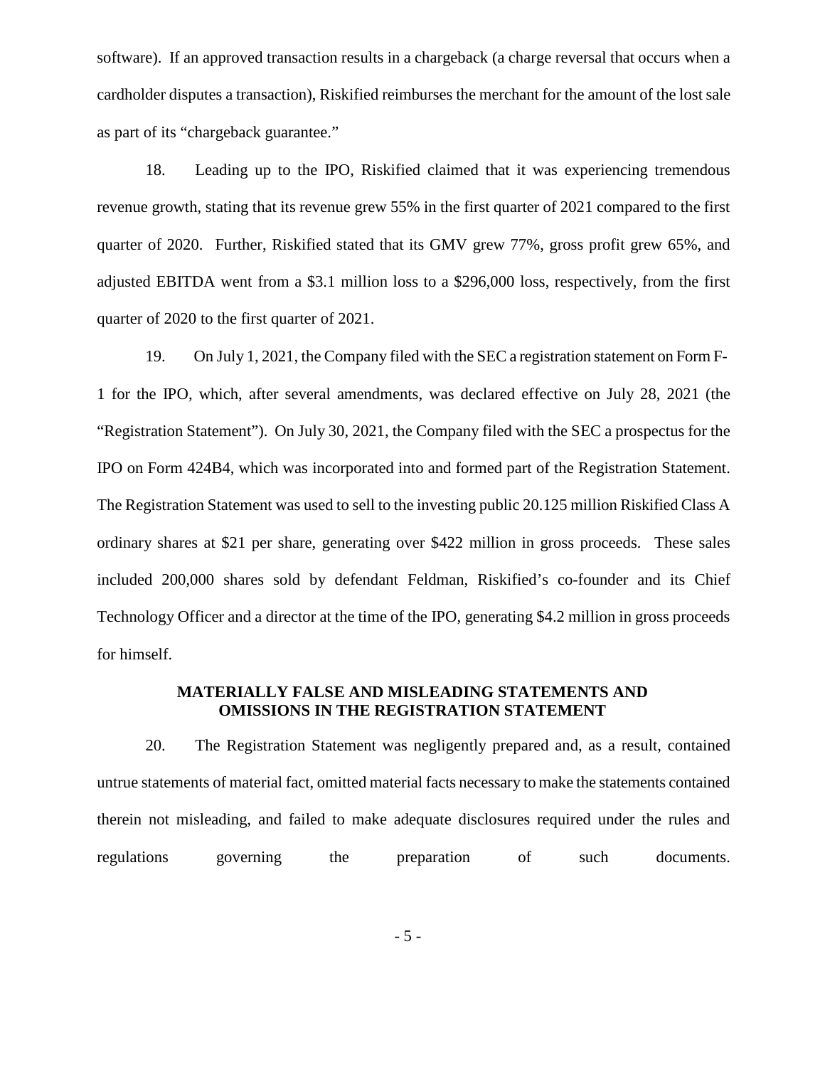software). If an approved transaction results in a chargeback (a charge reversal that occurs when a cardholder disputes a transaction), Riskified reimburses the merchant for the amount of the lost sale as part of its "chargeback guarantee."

18. Leading up to the IPO, Riskified claimed that it was experiencing tremendous revenue growth, stating that its revenue grew 55% in the first quarter of 2021 compared to the first quarter of 2020. Further, Riskified stated that its GMV grew 77%, gross profit grew 65%, and adjusted EBITDA went from a $3.1 million loss to a $296,000 loss, respectively, from the first quarter of 2020 to the first quarter of 2021.

19. On July 1, 2021, the Company filed with the SEC a registration statement on Form F-1 for the IPO, which, after several amendments, was declared effective on July 28, 2021 (the "Registration Statement"). On July 30, 2021, the Company filed with the SEC a prospectus for the IPO on Form 424B4, which was incorporated into and formed part of the Registration Statement. The Registration Statement was used to sell to the investing public 20.125 million Riskified Class A ordinary shares at $21 per share, generating over $422 million in gross proceeds. These sales included 200,000 shares sold by defendant Feldman, Riskified's co-founder and its Chief Technology Officer and a director at the time of the IPO, generating $4.2 million in gross proceeds for himself.

## MATERIALLY FALSE AND MISLEADING STATEMENTS AND OMISSIONS IN THE REGISTRATION STATEMENT

20. The Registration Statement was negligently prepared and, as a result, contained untrue statements of material fact, omitted material facts necessary to make the statements contained therein not misleading, and failed to make adequate disclosures required under the rules and regulations governing the preparation of such documents.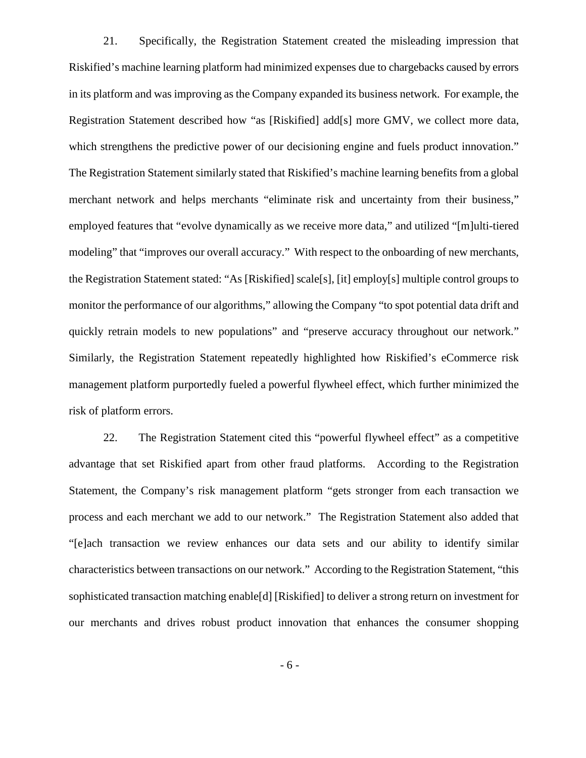21. Specifically, the Registration Statement created the misleading impression that Riskified's machine learning platform had minimized expenses due to chargebacks caused by errors in its platform and was improving as the Company expanded its business network. For example, the Registration Statement described how "as [Riskified] add[s] more GMV, we collect more data, which strengthens the predictive power of our decisioning engine and fuels product innovation." The Registration Statement similarly stated that Riskified's machine learning benefits from a global merchant network and helps merchants "eliminate risk and uncertainty from their business," employed features that "evolve dynamically as we receive more data," and utilized "[m]ulti-tiered modeling" that "improves our overall accuracy." With respect to the onboarding of new merchants, the Registration Statement stated: "As [Riskified] scale[s], [it] employ[s] multiple control groups to monitor the performance of our algorithms," allowing the Company "to spot potential data drift and quickly retrain models to new populations" and "preserve accuracy throughout our network." Similarly, the Registration Statement repeatedly highlighted how Riskified's eCommerce risk management platform purportedly fueled a powerful flywheel effect, which further minimized the risk of platform errors.

22. The Registration Statement cited this "powerful flywheel effect" as a competitive advantage that set Riskified apart from other fraud platforms. According to the Registration Statement, the Company's risk management platform "gets stronger from each transaction we process and each merchant we add to our network." The Registration Statement also added that "[e]ach transaction we review enhances our data sets and our ability to identify similar characteristics between transactions on our network." According to the Registration Statement, "this sophisticated transaction matching enable[d] [Riskified] to deliver a strong return on investment for our merchants and drives robust product innovation that enhances the consumer shopping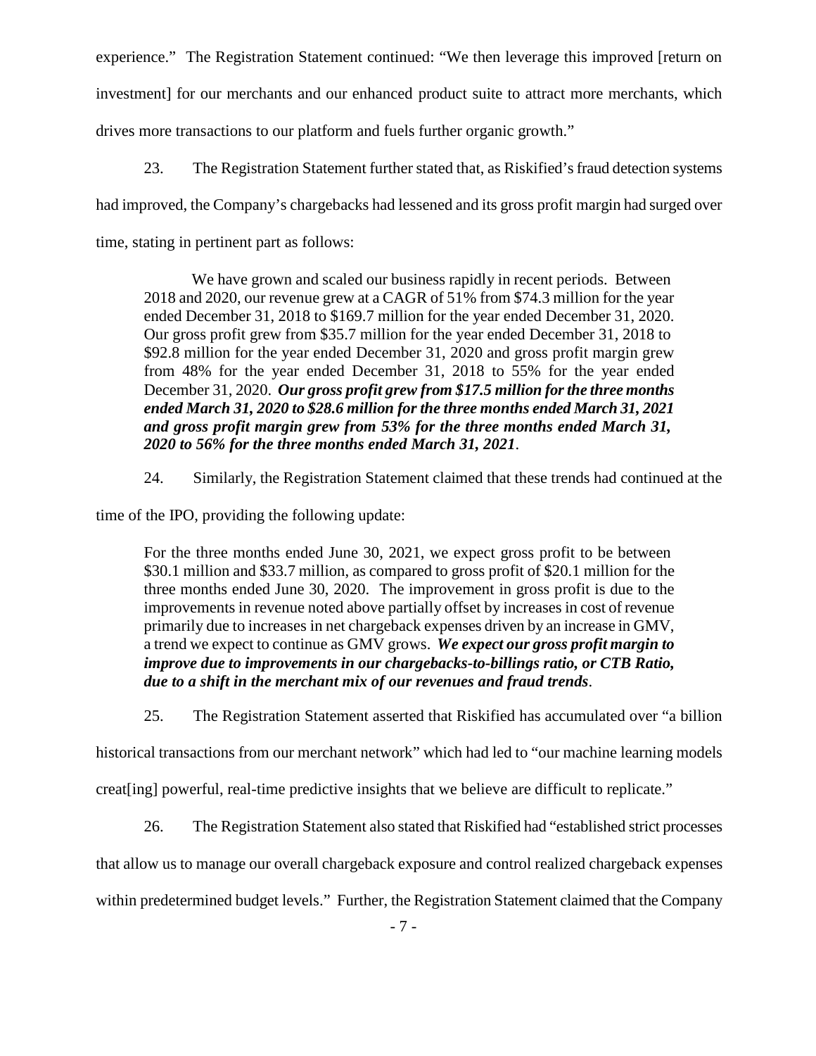experience." The Registration Statement continued: "We then leverage this improved [return on investment] for our merchants and our enhanced product suite to attract more merchants, which drives more transactions to our platform and fuels further organic growth."

23. The Registration Statement further stated that, as Riskified's fraud detection systems had improved, the Company's chargebacks had lessened and its gross profit margin had surged over time, stating in pertinent part as follows:

> We have grown and scaled our business rapidly in recent periods. Between 2018 and 2020, our revenue grew at a CAGR of 51% from $74.3 million for the year ended December 31, 2018 to $169.7 million for the year ended December 31, 2020. Our gross profit grew from $35.7 million for the year ended December 31, 2018 to $92.8 million for the year ended December 31, 2020 and gross profit margin grew from 48% for the year ended December 31, 2018 to 55% for the year ended December 31, 2020. ***Our gross profit grew from $17.5 million for the three months ended March 31, 2020 to $28.6 million for the three months ended March 31, 2021 and gross profit margin grew from 53% for the three months ended March 31, 2020 to 56% for the three months ended March 31, 2021***.

24. Similarly, the Registration Statement claimed that these trends had continued at the time of the IPO, providing the following update:

> For the three months ended June 30, 2021, we expect gross profit to be between $30.1 million and $33.7 million, as compared to gross profit of $20.1 million for the three months ended June 30, 2020. The improvement in gross profit is due to the improvements in revenue noted above partially offset by increases in cost of revenue primarily due to increases in net chargeback expenses driven by an increase in GMV, a trend we expect to continue as GMV grows. ***We expect our gross profit margin to improve due to improvements in our chargebacks-to-billings ratio, or CTB Ratio, due to a shift in the merchant mix of our revenues and fraud trends***.

25. The Registration Statement asserted that Riskified has accumulated over "a billion historical transactions from our merchant network" which had led to "our machine learning models creat[ing] powerful, real-time predictive insights that we believe are difficult to replicate."

26. The Registration Statement also stated that Riskified had "established strict processes that allow us to manage our overall chargeback exposure and control realized chargeback expenses within predetermined budget levels." Further, the Registration Statement claimed that the Company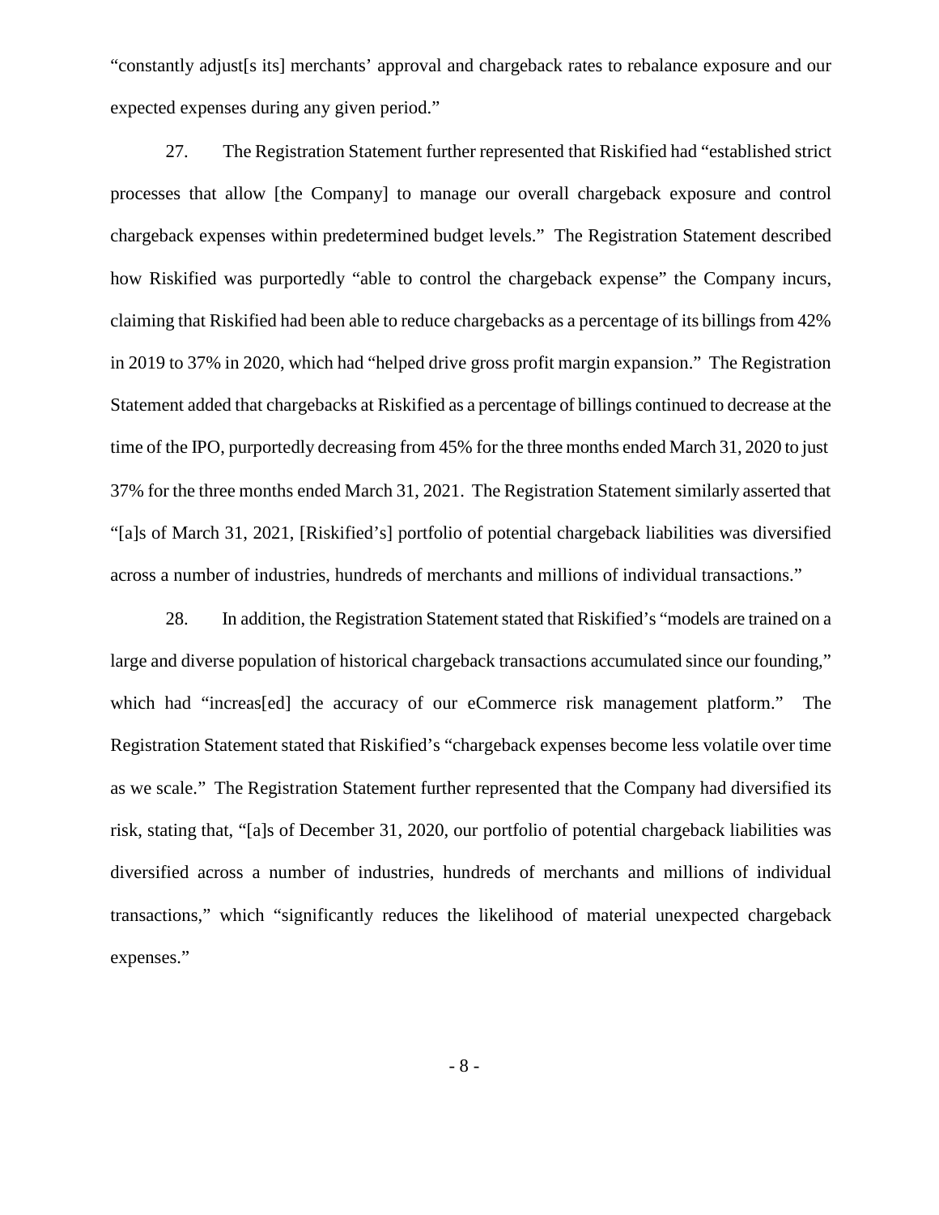"constantly adjust[s its] merchants' approval and chargeback rates to rebalance exposure and our expected expenses during any given period."

27. The Registration Statement further represented that Riskified had "established strict processes that allow [the Company] to manage our overall chargeback exposure and control chargeback expenses within predetermined budget levels." The Registration Statement described how Riskified was purportedly "able to control the chargeback expense" the Company incurs, claiming that Riskified had been able to reduce chargebacks as a percentage of its billings from 42% in 2019 to 37% in 2020, which had "helped drive gross profit margin expansion." The Registration Statement added that chargebacks at Riskified as a percentage of billings continued to decrease at the time of the IPO, purportedly decreasing from 45% for the three months ended March 31, 2020 to just 37% for the three months ended March 31, 2021. The Registration Statement similarly asserted that "[a]s of March 31, 2021, [Riskified's] portfolio of potential chargeback liabilities was diversified across a number of industries, hundreds of merchants and millions of individual transactions."

28. In addition, the Registration Statement stated that Riskified's "models are trained on a large and diverse population of historical chargeback transactions accumulated since our founding," which had "increas[ed] the accuracy of our eCommerce risk management platform." The Registration Statement stated that Riskified's "chargeback expenses become less volatile over time as we scale." The Registration Statement further represented that the Company had diversified its risk, stating that, "[a]s of December 31, 2020, our portfolio of potential chargeback liabilities was diversified across a number of industries, hundreds of merchants and millions of individual transactions," which "significantly reduces the likelihood of material unexpected chargeback expenses."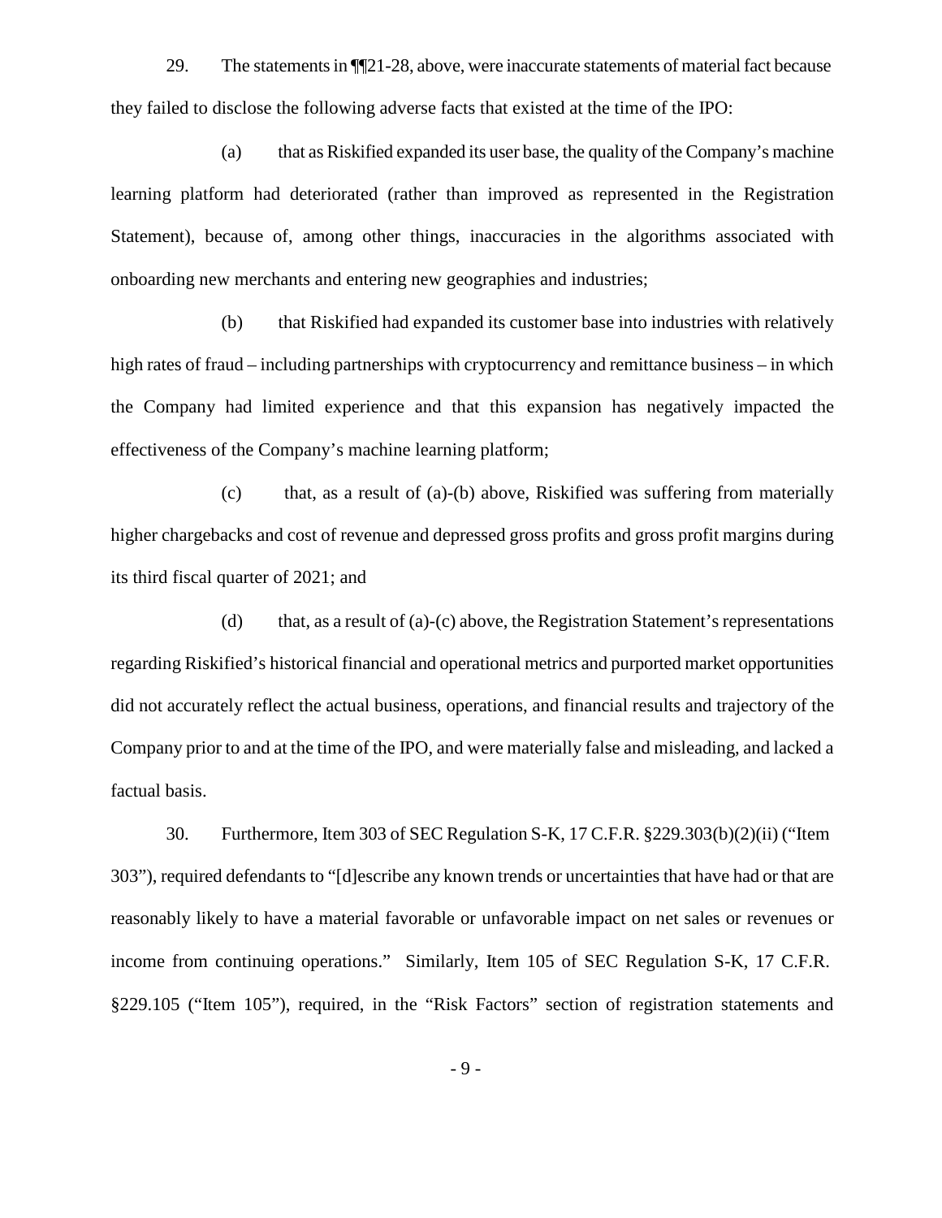29. The statements in ¶¶21-28, above, were inaccurate statements of material fact because they failed to disclose the following adverse facts that existed at the time of the IPO:

(a) that as Riskified expanded its user base, the quality of the Company's machine learning platform had deteriorated (rather than improved as represented in the Registration Statement), because of, among other things, inaccuracies in the algorithms associated with onboarding new merchants and entering new geographies and industries;

(b) that Riskified had expanded its customer base into industries with relatively high rates of fraud – including partnerships with cryptocurrency and remittance business – in which the Company had limited experience and that this expansion has negatively impacted the effectiveness of the Company's machine learning platform;

(c) that, as a result of (a)-(b) above, Riskified was suffering from materially higher chargebacks and cost of revenue and depressed gross profits and gross profit margins during its third fiscal quarter of 2021; and

(d) that, as a result of (a)-(c) above, the Registration Statement's representations regarding Riskified's historical financial and operational metrics and purported market opportunities did not accurately reflect the actual business, operations, and financial results and trajectory of the Company prior to and at the time of the IPO, and were materially false and misleading, and lacked a factual basis.

30. Furthermore, Item 303 of SEC Regulation S-K, 17 C.F.R. §229.303(b)(2)(ii) ("Item 303"), required defendants to "[d]escribe any known trends or uncertainties that have had or that are reasonably likely to have a material favorable or unfavorable impact on net sales or revenues or income from continuing operations." Similarly, Item 105 of SEC Regulation S-K, 17 C.F.R. §229.105 ("Item 105"), required, in the "Risk Factors" section of registration statements and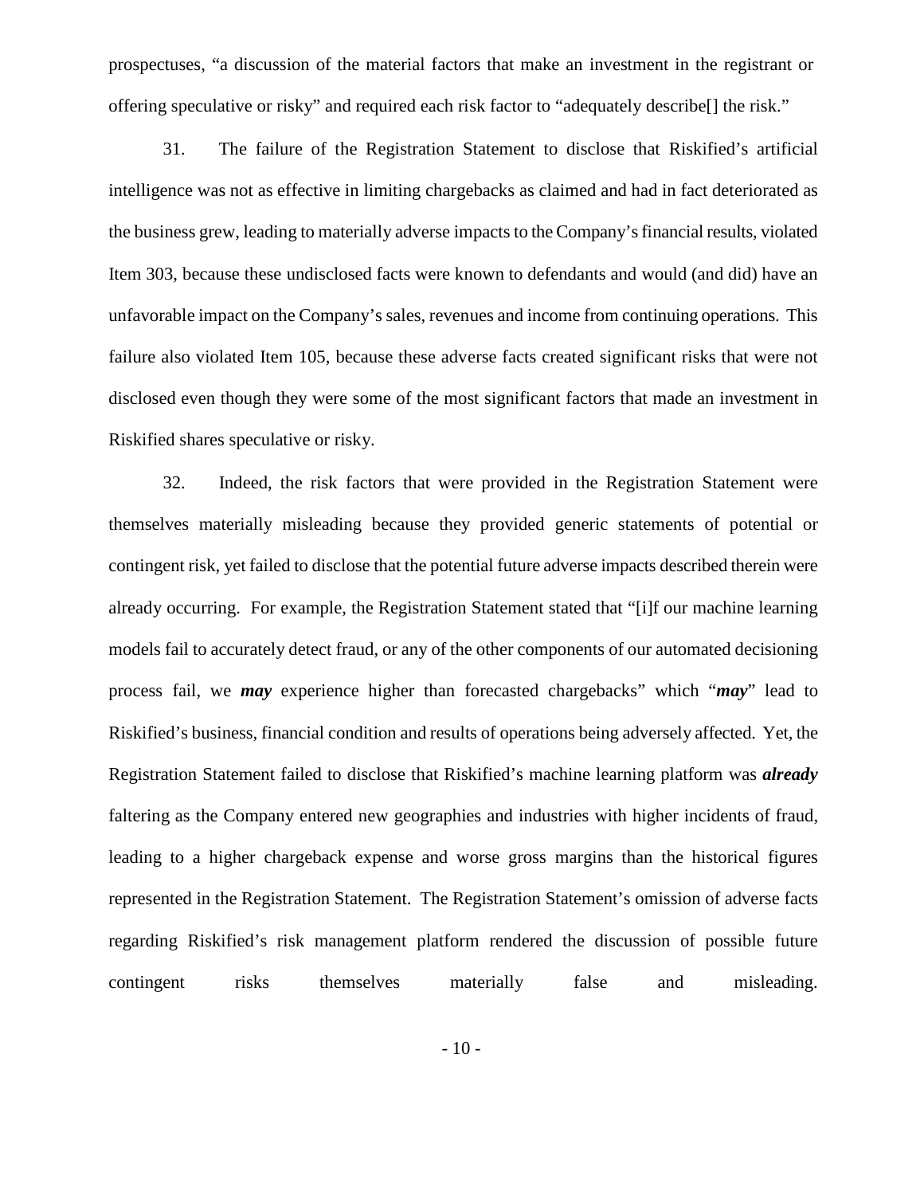prospectuses, "a discussion of the material factors that make an investment in the registrant or offering speculative or risky" and required each risk factor to "adequately describe[] the risk."

31. The failure of the Registration Statement to disclose that Riskified's artificial intelligence was not as effective in limiting chargebacks as claimed and had in fact deteriorated as the business grew, leading to materially adverse impacts to the Company's financial results, violated Item 303, because these undisclosed facts were known to defendants and would (and did) have an unfavorable impact on the Company's sales, revenues and income from continuing operations. This failure also violated Item 105, because these adverse facts created significant risks that were not disclosed even though they were some of the most significant factors that made an investment in Riskified shares speculative or risky.

32. Indeed, the risk factors that were provided in the Registration Statement were themselves materially misleading because they provided generic statements of potential or contingent risk, yet failed to disclose that the potential future adverse impacts described therein were already occurring. For example, the Registration Statement stated that "[i]f our machine learning models fail to accurately detect fraud, or any of the other components of our automated decisioning process fail, we ***may*** experience higher than forecasted chargebacks" which "***may***" lead to Riskified's business, financial condition and results of operations being adversely affected. Yet, the Registration Statement failed to disclose that Riskified's machine learning platform was ***already*** faltering as the Company entered new geographies and industries with higher incidents of fraud, leading to a higher chargeback expense and worse gross margins than the historical figures represented in the Registration Statement. The Registration Statement's omission of adverse facts regarding Riskified's risk management platform rendered the discussion of possible future contingent risks themselves materially false and misleading.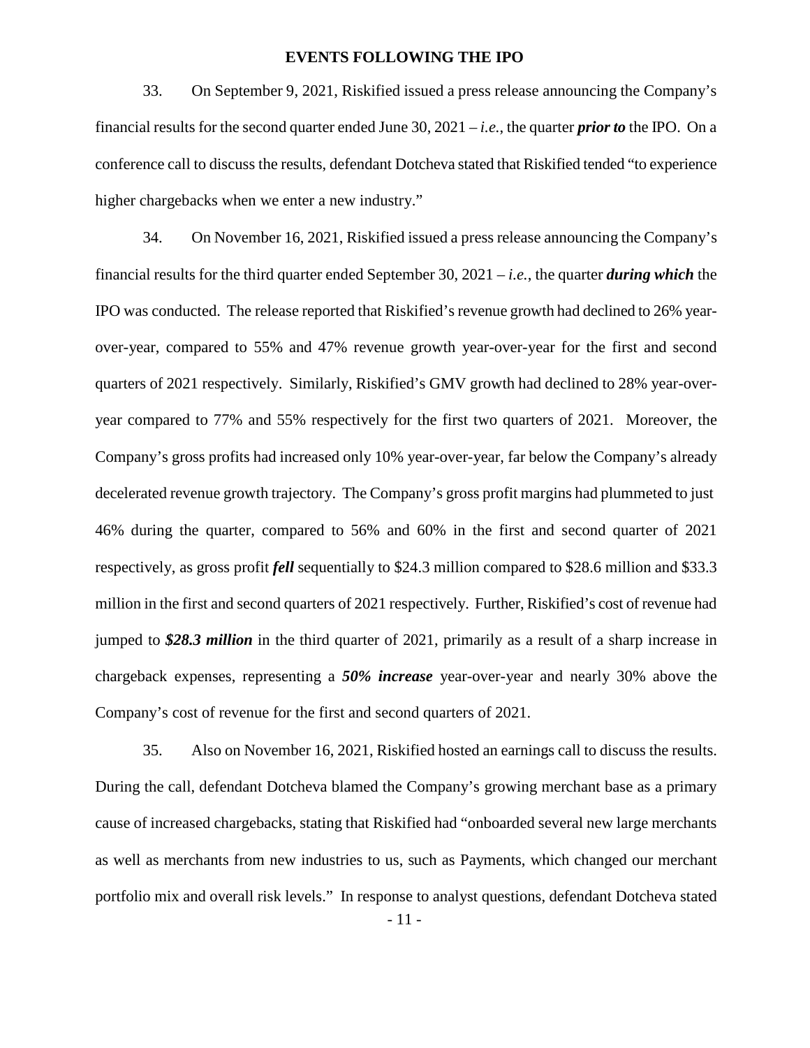## EVENTS FOLLOWING THE IPO

33. On September 9, 2021, Riskified issued a press release announcing the Company's financial results for the second quarter ended June 30, 2021 – *i.e.*, the quarter ***prior to*** the IPO. On a conference call to discuss the results, defendant Dotcheva stated that Riskified tended "to experience higher chargebacks when we enter a new industry."

34. On November 16, 2021, Riskified issued a press release announcing the Company's financial results for the third quarter ended September 30, 2021 – *i.e.*, the quarter ***during which*** the IPO was conducted. The release reported that Riskified's revenue growth had declined to 26% year-over-year, compared to 55% and 47% revenue growth year-over-year for the first and second quarters of 2021 respectively. Similarly, Riskified's GMV growth had declined to 28% year-over-year compared to 77% and 55% respectively for the first two quarters of 2021. Moreover, the Company's gross profits had increased only 10% year-over-year, far below the Company's already decelerated revenue growth trajectory. The Company's gross profit margins had plummeted to just 46% during the quarter, compared to 56% and 60% in the first and second quarter of 2021 respectively, as gross profit ***fell*** sequentially to $24.3 million compared to $28.6 million and $33.3 million in the first and second quarters of 2021 respectively. Further, Riskified's cost of revenue had jumped to ***$28.3 million*** in the third quarter of 2021, primarily as a result of a sharp increase in chargeback expenses, representing a ***50% increase*** year-over-year and nearly 30% above the Company's cost of revenue for the first and second quarters of 2021.

35. Also on November 16, 2021, Riskified hosted an earnings call to discuss the results. During the call, defendant Dotcheva blamed the Company's growing merchant base as a primary cause of increased chargebacks, stating that Riskified had "onboarded several new large merchants as well as merchants from new industries to us, such as Payments, which changed our merchant portfolio mix and overall risk levels." In response to analyst questions, defendant Dotcheva stated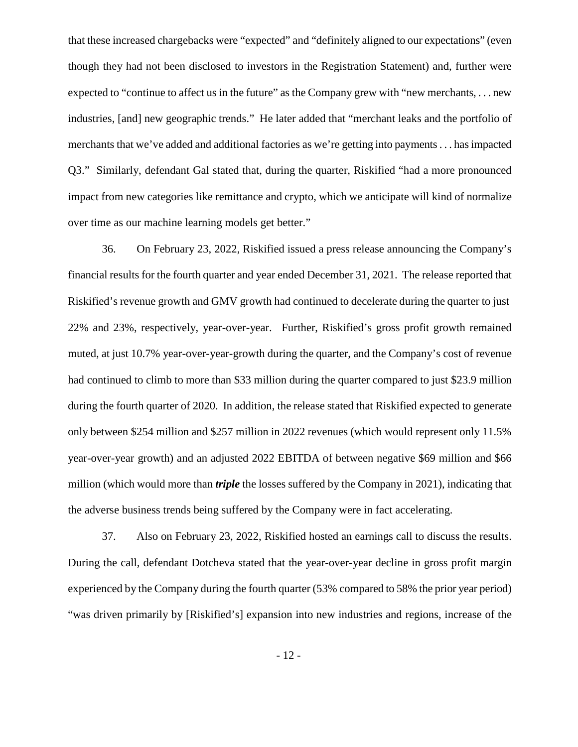that these increased chargebacks were "expected" and "definitely aligned to our expectations" (even though they had not been disclosed to investors in the Registration Statement) and, further were expected to "continue to affect us in the future" as the Company grew with "new merchants, . . . new industries, [and] new geographic trends." He later added that "merchant leaks and the portfolio of merchants that we've added and additional factories as we're getting into payments . . . has impacted Q3." Similarly, defendant Gal stated that, during the quarter, Riskified "had a more pronounced impact from new categories like remittance and crypto, which we anticipate will kind of normalize over time as our machine learning models get better."

36. On February 23, 2022, Riskified issued a press release announcing the Company's financial results for the fourth quarter and year ended December 31, 2021. The release reported that Riskified's revenue growth and GMV growth had continued to decelerate during the quarter to just 22% and 23%, respectively, year-over-year. Further, Riskified's gross profit growth remained muted, at just 10.7% year-over-year-growth during the quarter, and the Company's cost of revenue had continued to climb to more than $33 million during the quarter compared to just $23.9 million during the fourth quarter of 2020. In addition, the release stated that Riskified expected to generate only between $254 million and $257 million in 2022 revenues (which would represent only 11.5% year-over-year growth) and an adjusted 2022 EBITDA of between negative $69 million and $66 million (which would more than ***triple*** the losses suffered by the Company in 2021), indicating that the adverse business trends being suffered by the Company were in fact accelerating.

37. Also on February 23, 2022, Riskified hosted an earnings call to discuss the results. During the call, defendant Dotcheva stated that the year-over-year decline in gross profit margin experienced by the Company during the fourth quarter (53% compared to 58% the prior year period) "was driven primarily by [Riskified's] expansion into new industries and regions, increase of the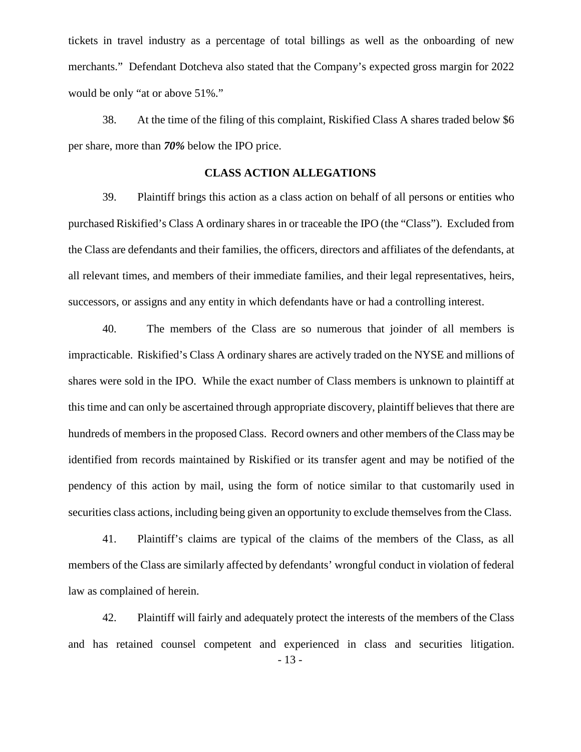tickets in travel industry as a percentage of total billings as well as the onboarding of new merchants." Defendant Dotcheva also stated that the Company's expected gross margin for 2022 would be only "at or above 51%."

38. At the time of the filing of this complaint, Riskified Class A shares traded below $6 per share, more than ***70%*** below the IPO price.

**CLASS ACTION ALLEGATIONS**

39. Plaintiff brings this action as a class action on behalf of all persons or entities who purchased Riskified's Class A ordinary shares in or traceable the IPO (the "Class"). Excluded from the Class are defendants and their families, the officers, directors and affiliates of the defendants, at all relevant times, and members of their immediate families, and their legal representatives, heirs, successors, or assigns and any entity in which defendants have or had a controlling interest.

40. The members of the Class are so numerous that joinder of all members is impracticable. Riskified's Class A ordinary shares are actively traded on the NYSE and millions of shares were sold in the IPO. While the exact number of Class members is unknown to plaintiff at this time and can only be ascertained through appropriate discovery, plaintiff believes that there are hundreds of members in the proposed Class. Record owners and other members of the Class may be identified from records maintained by Riskified or its transfer agent and may be notified of the pendency of this action by mail, using the form of notice similar to that customarily used in securities class actions, including being given an opportunity to exclude themselves from the Class.

41. Plaintiff's claims are typical of the claims of the members of the Class, as all members of the Class are similarly affected by defendants' wrongful conduct in violation of federal law as complained of herein.

42. Plaintiff will fairly and adequately protect the interests of the members of the Class and has retained counsel competent and experienced in class and securities litigation.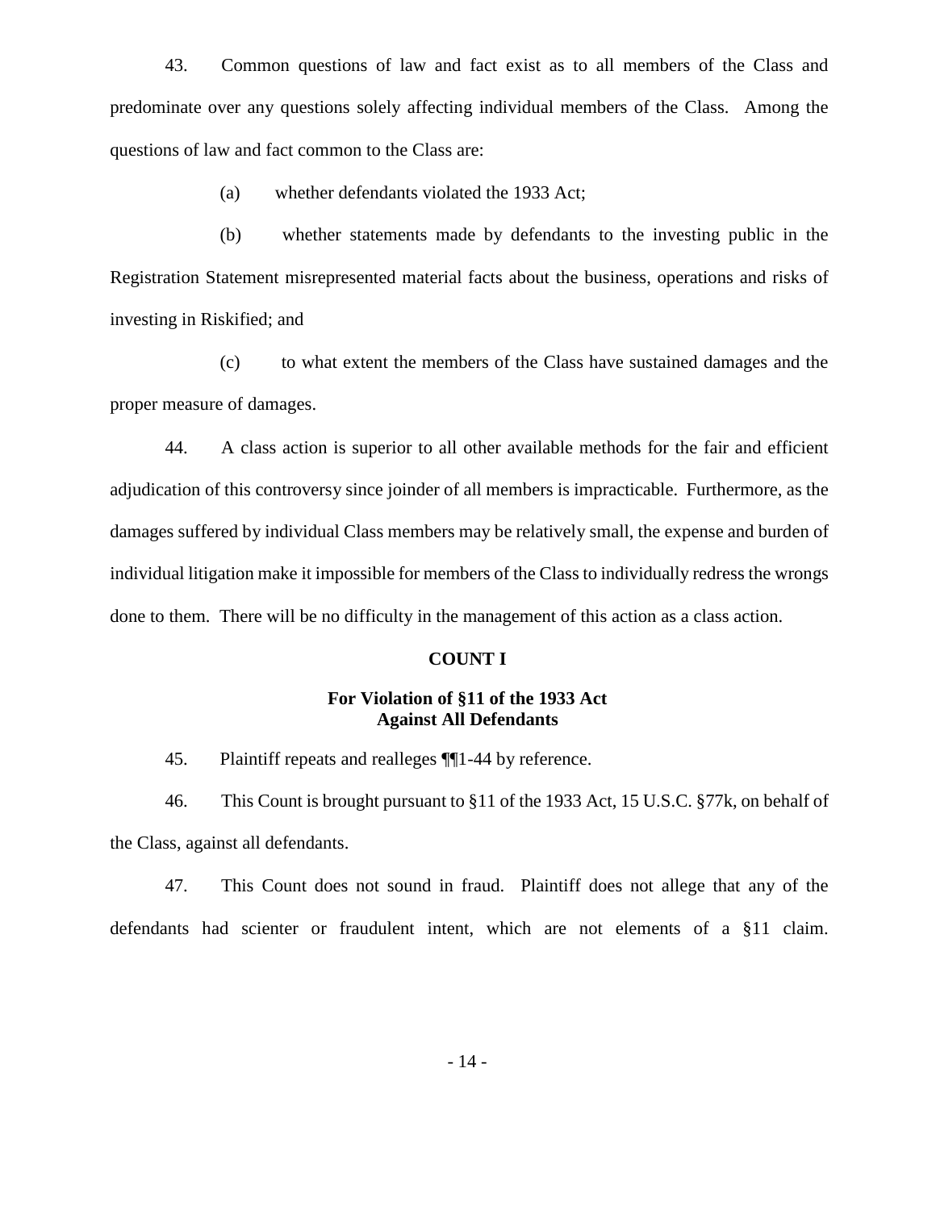43. Common questions of law and fact exist as to all members of the Class and predominate over any questions solely affecting individual members of the Class. Among the questions of law and fact common to the Class are:

(a) whether defendants violated the 1933 Act;

(b) whether statements made by defendants to the investing public in the Registration Statement misrepresented material facts about the business, operations and risks of investing in Riskified; and

(c) to what extent the members of the Class have sustained damages and the proper measure of damages.

44. A class action is superior to all other available methods for the fair and efficient adjudication of this controversy since joinder of all members is impracticable. Furthermore, as the damages suffered by individual Class members may be relatively small, the expense and burden of individual litigation make it impossible for members of the Class to individually redress the wrongs done to them. There will be no difficulty in the management of this action as a class action.

**COUNT I**

**For Violation of §11 of the 1933 Act Against All Defendants**

45. Plaintiff repeats and realleges ¶¶1-44 by reference.

46. This Count is brought pursuant to §11 of the 1933 Act, 15 U.S.C. §77k, on behalf of the Class, against all defendants.

47. This Count does not sound in fraud. Plaintiff does not allege that any of the defendants had scienter or fraudulent intent, which are not elements of a §11 claim.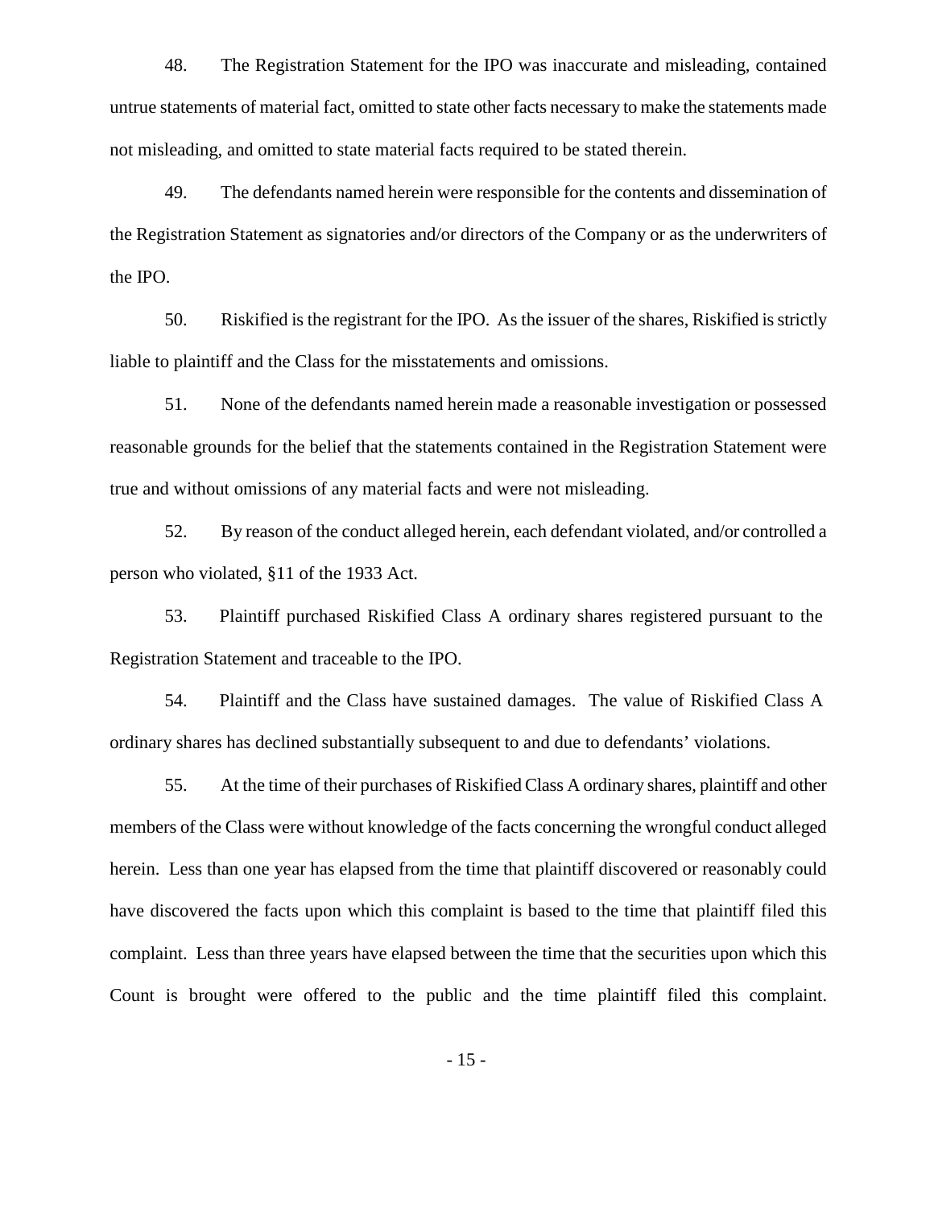48. The Registration Statement for the IPO was inaccurate and misleading, contained untrue statements of material fact, omitted to state other facts necessary to make the statements made not misleading, and omitted to state material facts required to be stated therein.

49. The defendants named herein were responsible for the contents and dissemination of the Registration Statement as signatories and/or directors of the Company or as the underwriters of the IPO.

50. Riskified is the registrant for the IPO. As the issuer of the shares, Riskified is strictly liable to plaintiff and the Class for the misstatements and omissions.

51. None of the defendants named herein made a reasonable investigation or possessed reasonable grounds for the belief that the statements contained in the Registration Statement were true and without omissions of any material facts and were not misleading.

52. By reason of the conduct alleged herein, each defendant violated, and/or controlled a person who violated, §11 of the 1933 Act.

53. Plaintiff purchased Riskified Class A ordinary shares registered pursuant to the Registration Statement and traceable to the IPO.

54. Plaintiff and the Class have sustained damages. The value of Riskified Class A ordinary shares has declined substantially subsequent to and due to defendants' violations.

55. At the time of their purchases of Riskified Class A ordinary shares, plaintiff and other members of the Class were without knowledge of the facts concerning the wrongful conduct alleged herein. Less than one year has elapsed from the time that plaintiff discovered or reasonably could have discovered the facts upon which this complaint is based to the time that plaintiff filed this complaint. Less than three years have elapsed between the time that the securities upon which this Count is brought were offered to the public and the time plaintiff filed this complaint.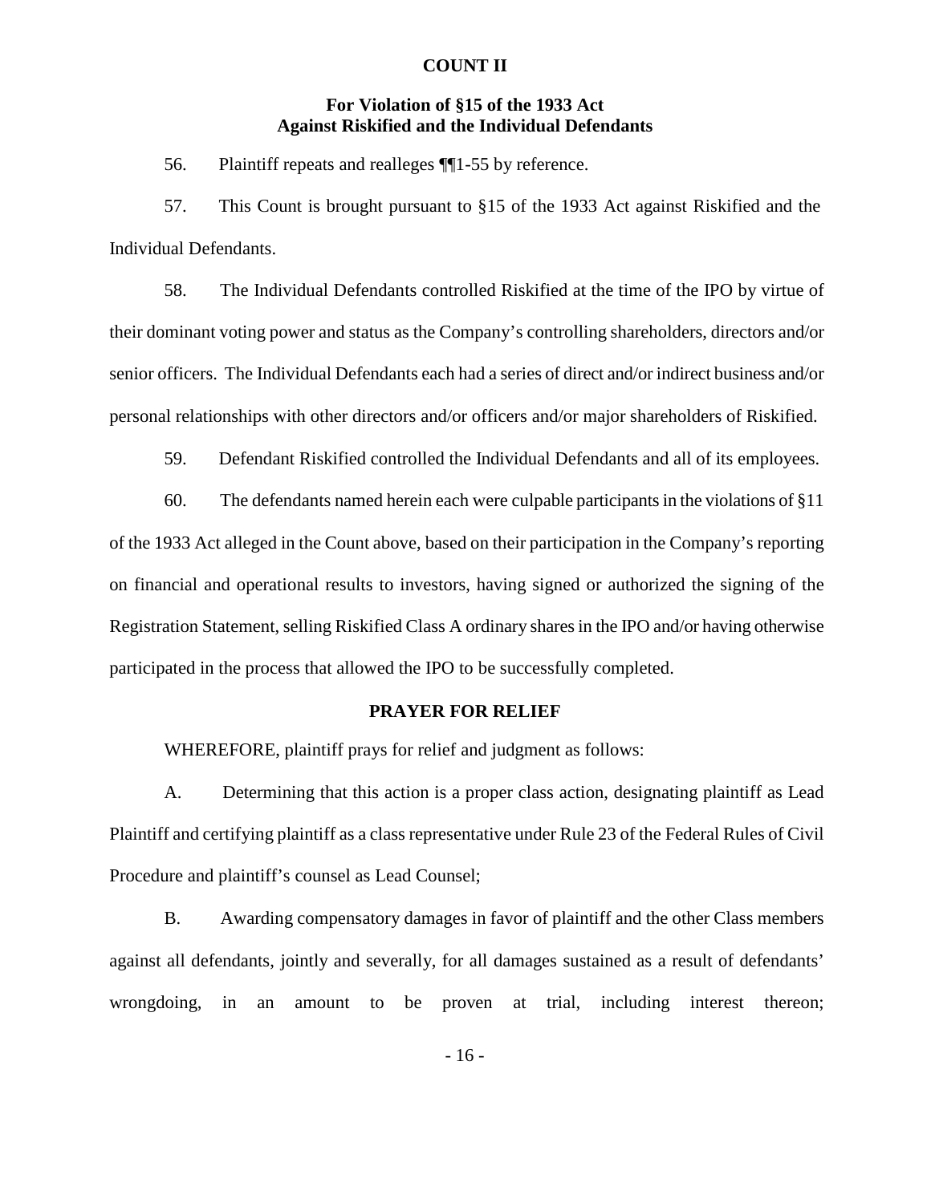## COUNT II

### For Violation of §15 of the 1933 Act Against Riskified and the Individual Defendants

56. Plaintiff repeats and realleges ¶¶1-55 by reference.

57. This Count is brought pursuant to §15 of the 1933 Act against Riskified and the Individual Defendants.

58. The Individual Defendants controlled Riskified at the time of the IPO by virtue of their dominant voting power and status as the Company's controlling shareholders, directors and/or senior officers. The Individual Defendants each had a series of direct and/or indirect business and/or personal relationships with other directors and/or officers and/or major shareholders of Riskified.

59. Defendant Riskified controlled the Individual Defendants and all of its employees.

60. The defendants named herein each were culpable participants in the violations of §11 of the 1933 Act alleged in the Count above, based on their participation in the Company's reporting on financial and operational results to investors, having signed or authorized the signing of the Registration Statement, selling Riskified Class A ordinary shares in the IPO and/or having otherwise participated in the process that allowed the IPO to be successfully completed.

## PRAYER FOR RELIEF

WHEREFORE, plaintiff prays for relief and judgment as follows:

A. Determining that this action is a proper class action, designating plaintiff as Lead Plaintiff and certifying plaintiff as a class representative under Rule 23 of the Federal Rules of Civil Procedure and plaintiff's counsel as Lead Counsel;

B. Awarding compensatory damages in favor of plaintiff and the other Class members against all defendants, jointly and severally, for all damages sustained as a result of defendants' wrongdoing, in an amount to be proven at trial, including interest thereon;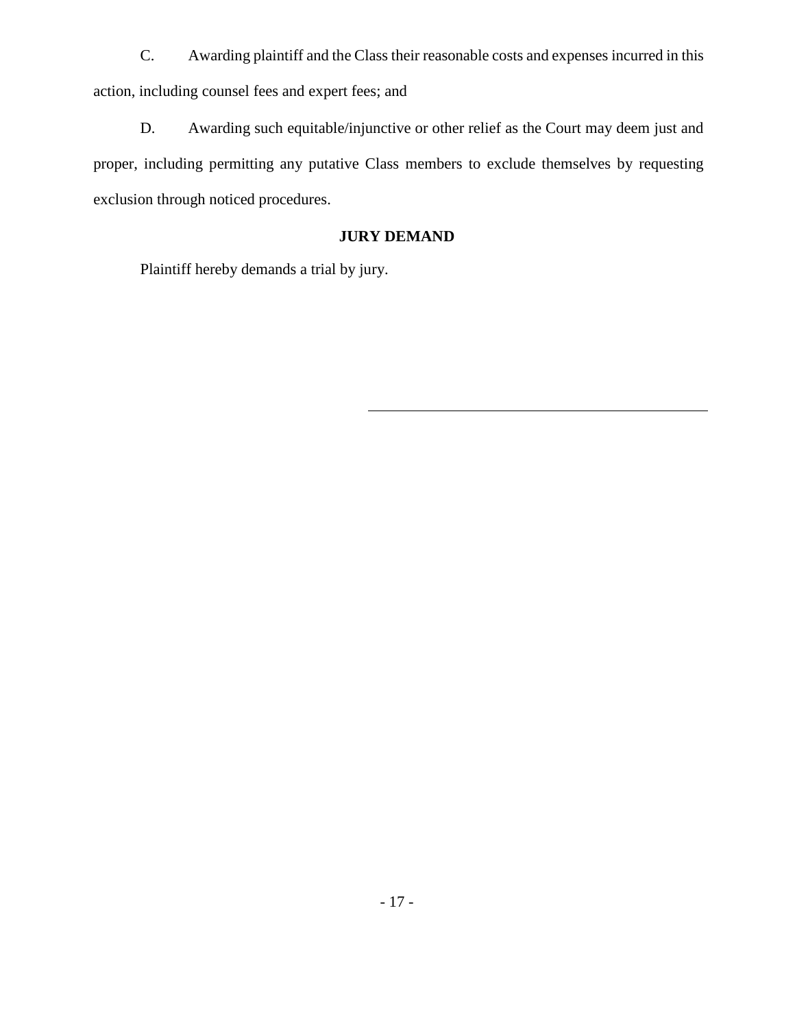C. Awarding plaintiff and the Class their reasonable costs and expenses incurred in this action, including counsel fees and expert fees; and

D. Awarding such equitable/injunctive or other relief as the Court may deem just and proper, including permitting any putative Class members to exclude themselves by requesting exclusion through noticed procedures.

## JURY DEMAND

Plaintiff hereby demands a trial by jury.

\_\_\_\_\_\_\_\_\_\_\_\_\_\_\_\_\_\_\_\_\_\_\_\_\_\_\_\_\_\_\_\_\_\_\_\_\_\_\_\_